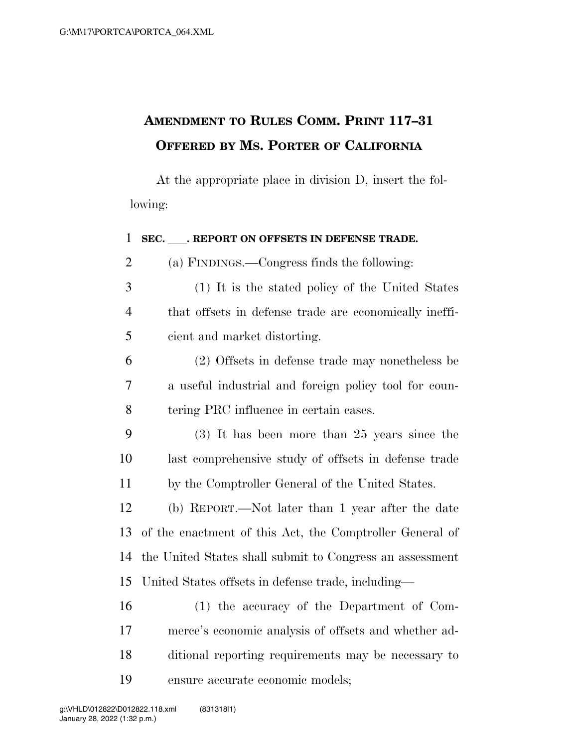**AMENDMENT TO RULES COMM. PRINT 117–31**
**OFFERED BY MS. PORTER OF CALIFORNIA**

At the appropriate place in division D, insert the following:

**SEC. \_\_\_. REPORT ON OFFSETS IN DEFENSE TRADE.**

(a) FINDINGS.—Congress finds the following:

(1) It is the stated policy of the United States that offsets in defense trade are economically inefficient and market distorting.

(2) Offsets in defense trade may nonetheless be a useful industrial and foreign policy tool for countering PRC influence in certain cases.

(3) It has been more than 25 years since the last comprehensive study of offsets in defense trade by the Comptroller General of the United States.

(b) REPORT.—Not later than 1 year after the date of the enactment of this Act, the Comptroller General of the United States shall submit to Congress an assessment United States offsets in defense trade, including—

(1) the accuracy of the Department of Commerce's economic analysis of offsets and whether additional reporting requirements may be necessary to ensure accurate economic models;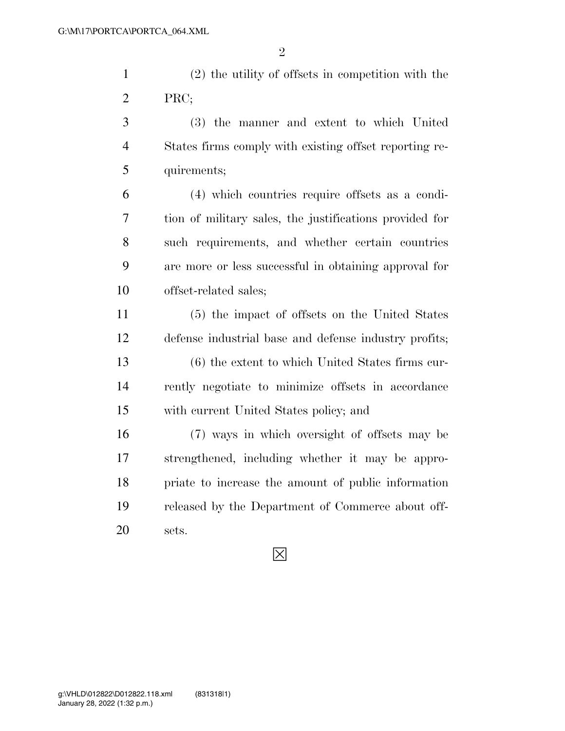(2) the utility of offsets in competition with the PRC;

(3) the manner and extent to which United States firms comply with existing offset reporting requirements;

(4) which countries require offsets as a condition of military sales, the justifications provided for such requirements, and whether certain countries are more or less successful in obtaining approval for offset-related sales;

(5) the impact of offsets on the United States defense industrial base and defense industry profits;

(6) the extent to which United States firms currently negotiate to minimize offsets in accordance with current United States policy; and

(7) ways in which oversight of offsets may be strengthened, including whether it may be appropriate to increase the amount of public information released by the Department of Commerce about offsets.

☒